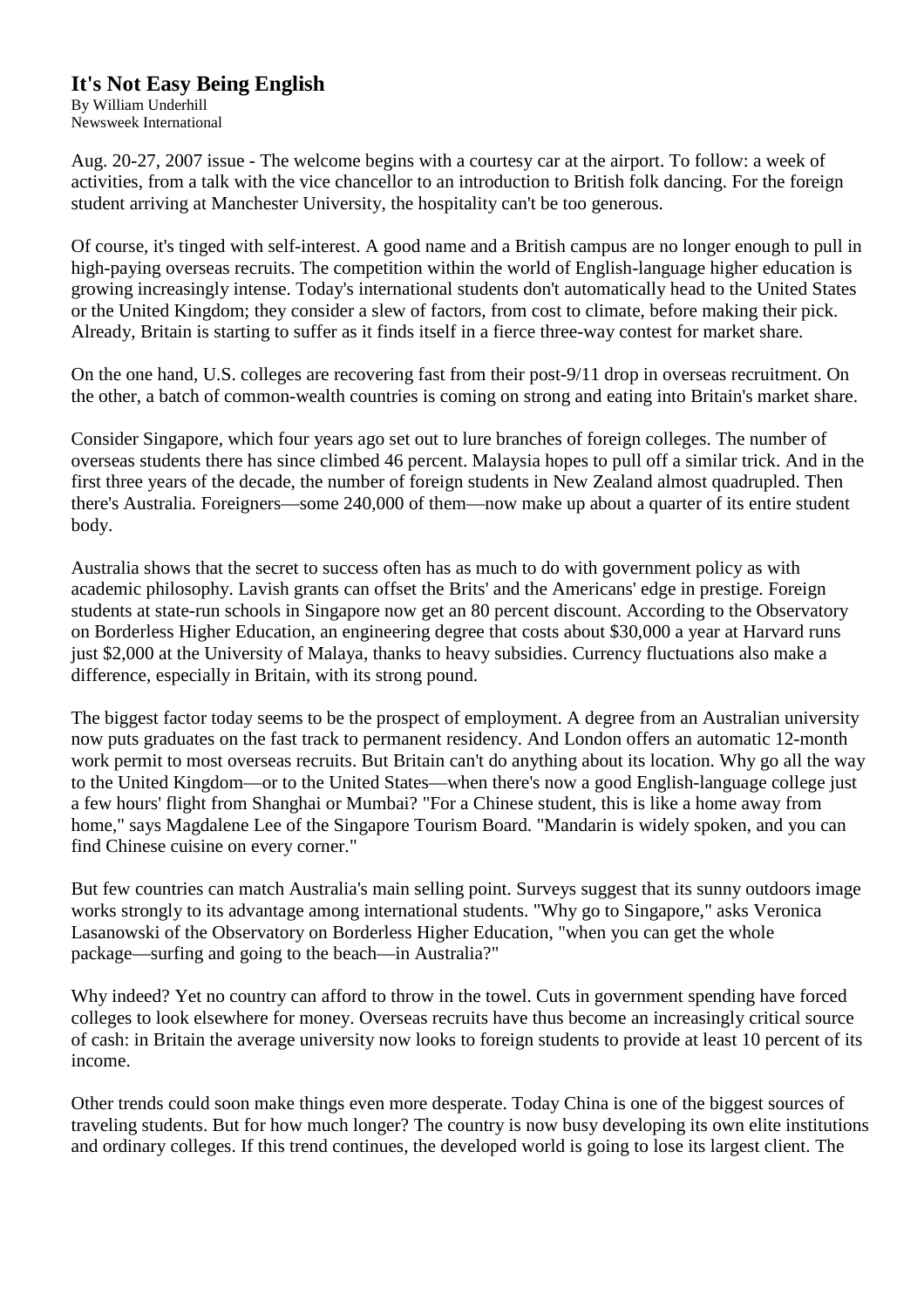# It's Not Easy Being English

By William Underhill
Newsweek International

Aug. 20-27, 2007 issue - The welcome begins with a courtesy car at the airport. To follow: a week of activities, from a talk with the vice chancellor to an introduction to British folk dancing. For the foreign student arriving at Manchester University, the hospitality can't be too generous.

Of course, it's tinged with self-interest. A good name and a British campus are no longer enough to pull in high-paying overseas recruits. The competition within the world of English-language higher education is growing increasingly intense. Today's international students don't automatically head to the United States or the United Kingdom; they consider a slew of factors, from cost to climate, before making their pick. Already, Britain is starting to suffer as it finds itself in a fierce three-way contest for market share.

On the one hand, U.S. colleges are recovering fast from their post-9/11 drop in overseas recruitment. On the other, a batch of common-wealth countries is coming on strong and eating into Britain's market share.

Consider Singapore, which four years ago set out to lure branches of foreign colleges. The number of overseas students there has since climbed 46 percent. Malaysia hopes to pull off a similar trick. And in the first three years of the decade, the number of foreign students in New Zealand almost quadrupled. Then there's Australia. Foreigners—some 240,000 of them—now make up about a quarter of its entire student body.

Australia shows that the secret to success often has as much to do with government policy as with academic philosophy. Lavish grants can offset the Brits' and the Americans' edge in prestige. Foreign students at state-run schools in Singapore now get an 80 percent discount. According to the Observatory on Borderless Higher Education, an engineering degree that costs about $30,000 a year at Harvard runs just $2,000 at the University of Malaya, thanks to heavy subsidies. Currency fluctuations also make a difference, especially in Britain, with its strong pound.

The biggest factor today seems to be the prospect of employment. A degree from an Australian university now puts graduates on the fast track to permanent residency. And London offers an automatic 12-month work permit to most overseas recruits. But Britain can't do anything about its location. Why go all the way to the United Kingdom—or to the United States—when there's now a good English-language college just a few hours' flight from Shanghai or Mumbai? "For a Chinese student, this is like a home away from home," says Magdalene Lee of the Singapore Tourism Board. "Mandarin is widely spoken, and you can find Chinese cuisine on every corner."

But few countries can match Australia's main selling point. Surveys suggest that its sunny outdoors image works strongly to its advantage among international students. "Why go to Singapore," asks Veronica Lasanowski of the Observatory on Borderless Higher Education, "when you can get the whole package—surfing and going to the beach—in Australia?"

Why indeed? Yet no country can afford to throw in the towel. Cuts in government spending have forced colleges to look elsewhere for money. Overseas recruits have thus become an increasingly critical source of cash: in Britain the average university now looks to foreign students to provide at least 10 percent of its income.

Other trends could soon make things even more desperate. Today China is one of the biggest sources of traveling students. But for how much longer? The country is now busy developing its own elite institutions and ordinary colleges. If this trend continues, the developed world is going to lose its largest client. The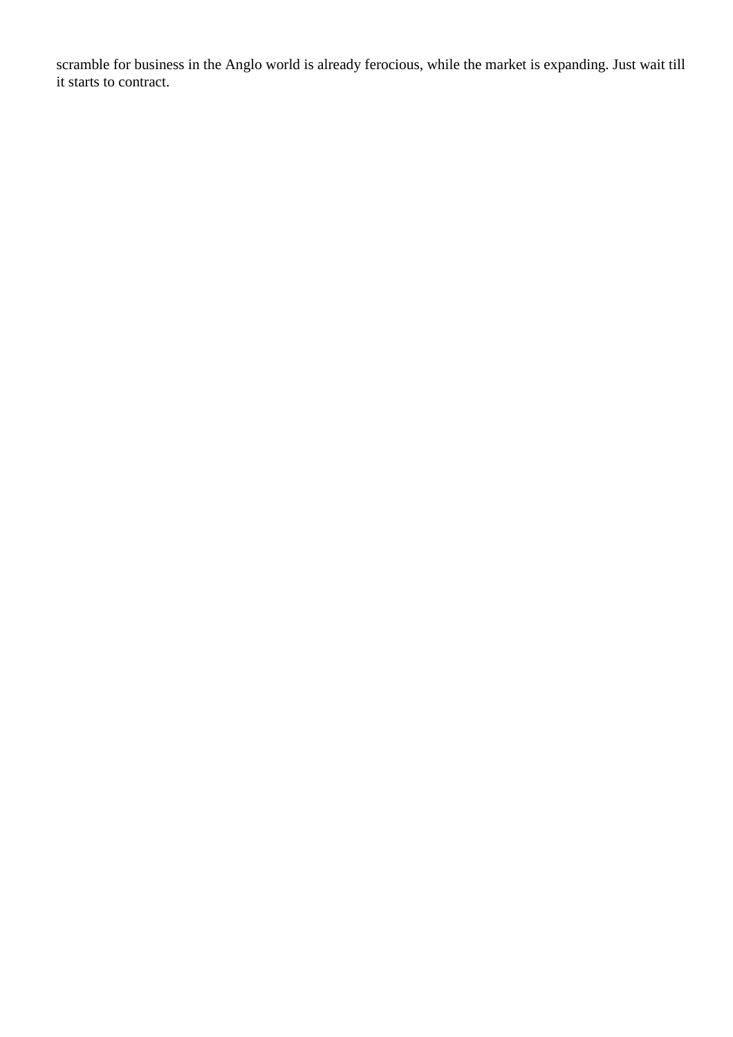scramble for business in the Anglo world is already ferocious, while the market is expanding. Just wait till it starts to contract.